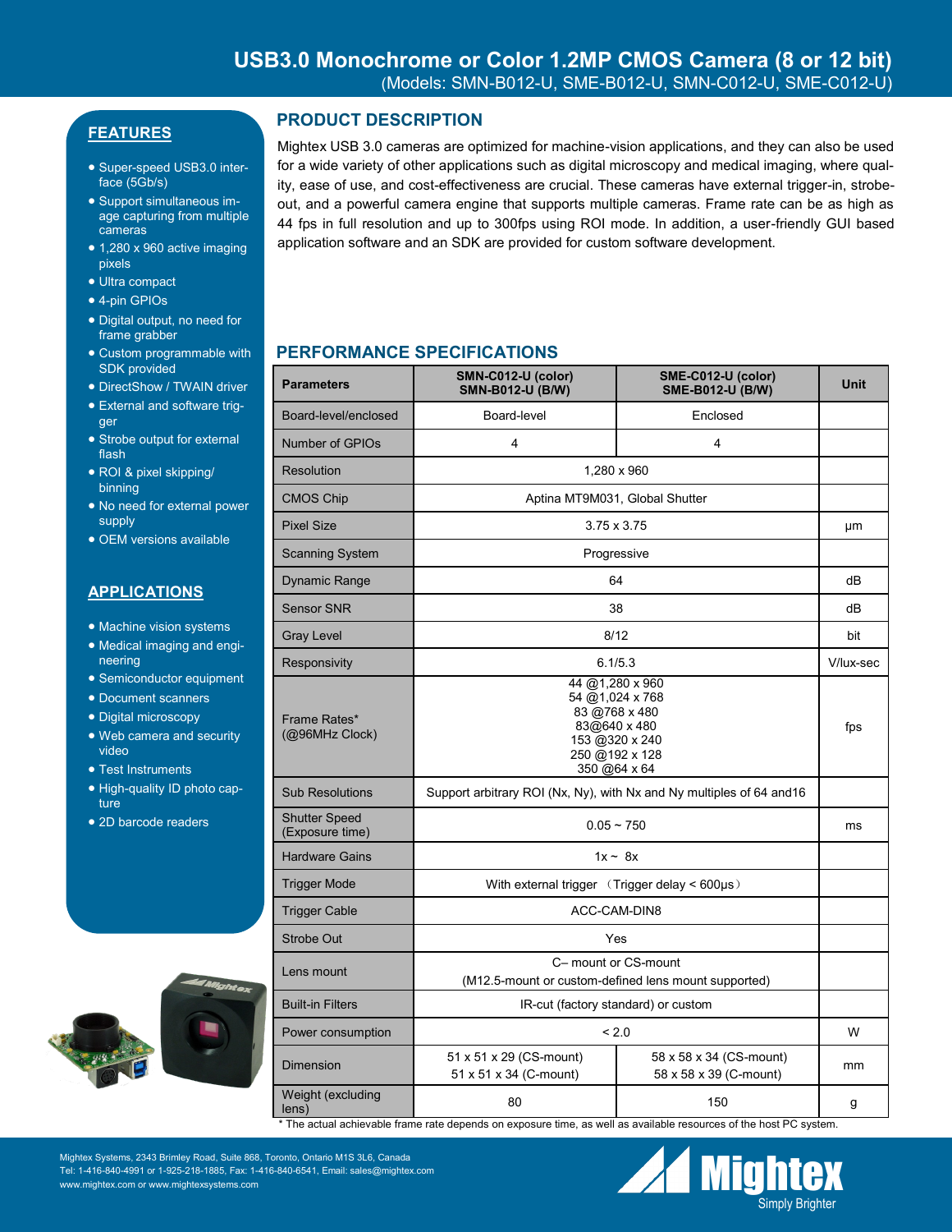# USB3.0 Monochrome or Color 1.2MP CMOS Camera (8 or 12 bit)

(Models: SMN-B012-U, SME-B012-U, SMN-C012-U, SME-C012-U)

## FEATURES

- Super-speed USB3.0 interface (5Gb/s)
- Support simultaneous image capturing from multiple cameras
- 1,280 x 960 active imaging pixels
- Ultra compact
- 4-pin GPIOs
- Digital output, no need for frame grabber
- Custom programmable with SDK provided
- DirectShow / TWAIN driver
- External and software trigger
- Strobe output for external flash
- ROI & pixel skipping/ binning
- No need for external power supply
- OEM versions available

## APPLICATIONS

- Machine vision systems
- Medical imaging and engineering
- Semiconductor equipment
- Document scanners
- Digital microscopy
- Web camera and security video
- Test Instruments
- High-quality ID photo capture
- 2D barcode readers

## PRODUCT DESCRIPTION

Mightex USB 3.0 cameras are optimized for machine-vision applications, and they can also be used for a wide variety of other applications such as digital microscopy and medical imaging, where quality, ease of use, and cost-effectiveness are crucial. These cameras have external trigger-in, strobe-out, and a powerful camera engine that supports multiple cameras. Frame rate can be as high as 44 fps in full resolution and up to 300fps using ROI mode. In addition, a user-friendly GUI based application software and an SDK are provided for custom software development.

## PERFORMANCE SPECIFICATIONS

| Parameters | SMN-C012-U (color) SMN-B012-U (B/W) | SME-C012-U (color) SME-B012-U (B/W) | Unit |
|---|---|---|---|
| Board-level/enclosed | Board-level | Enclosed | |
| Number of GPIOs | 4 | 4 | |
| Resolution | 1,280 x 960 | | |
| CMOS Chip | Aptina MT9M031, Global Shutter | | |
| Pixel Size | 3.75 x 3.75 | | µm |
| Scanning System | Progressive | | |
| Dynamic Range | 64 | | dB |
| Sensor SNR | 38 | | dB |
| Gray Level | 8/12 | | bit |
| Responsivity | 6.1/5.3 | | V/lux-sec |
| Frame Rates* (@96MHz Clock) | 44 @1,280 x 960<br>54 @1,024 x 768<br>83 @768 x 480<br>83@640 x 480<br>153 @320 x 240<br>250 @192 x 128<br>350 @64 x 64 | | fps |
| Sub Resolutions | Support arbitrary ROI (Nx, Ny), with Nx and Ny multiples of 64 and16 | | |
| Shutter Speed (Exposure time) | 0.05 ~ 750 | | ms |
| Hardware Gains | 1x ~ 8x | | |
| Trigger Mode | With external trigger （Trigger delay < 600µs） | | |
| Trigger Cable | ACC-CAM-DIN8 | | |
| Strobe Out | Yes | | |
| Lens mount | C– mount or CS-mount<br>(M12.5-mount or custom-defined lens mount supported) | | |
| Built-in Filters | IR-cut (factory standard) or custom | | |
| Power consumption | < 2.0 | | W |
| Dimension | 51 x 51 x 29 (CS-mount)<br>51 x 51 x 34 (C-mount) | 58 x 58 x 34 (CS-mount)<br>58 x 58 x 39 (C-mount) | mm |
| Weight (excluding lens) | 80 | 150 | g |

\* The actual achievable frame rate depends on exposure time, as well as available resources of the host PC system.

Mightex Systems, 2343 Brimley Road, Suite 868, Toronto, Ontario M1S 3L6, Canada
Tel: 1-416-840-4991 or 1-925-218-1885, Fax: 1-416-840-6541, Email: sales@mightex.com
www.mightex.com or www.mightexsystems.com

Mightex Simply Brighter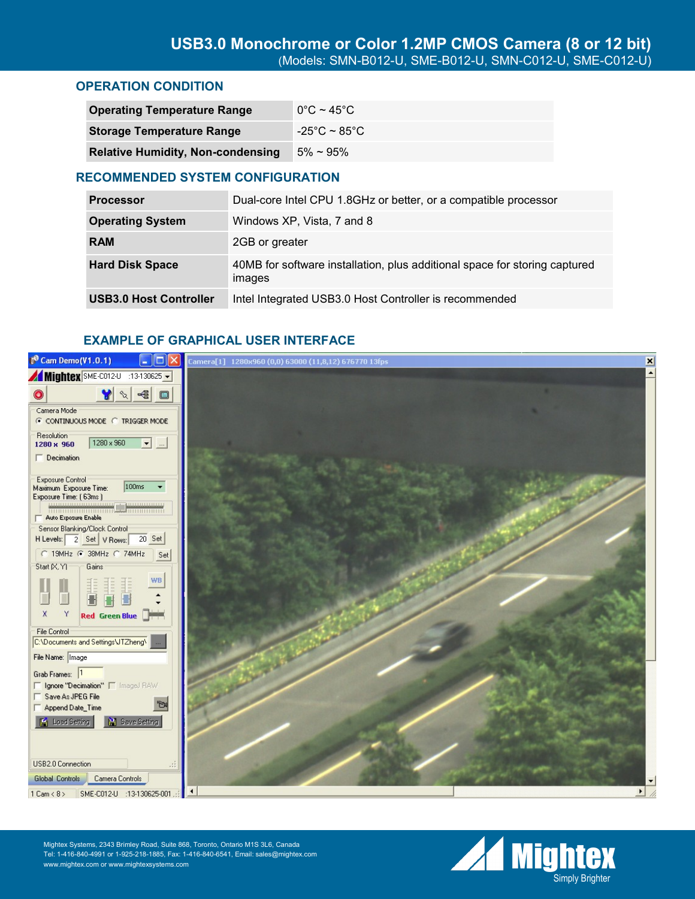## OPERATION CONDITION

| Operating Temperature Range | 0°C ~ 45°C |
|---|---|
| Storage Temperature Range | -25°C ~ 85°C |
| Relative Humidity, Non-condensing | 5% ~ 95% |

## RECOMMENDED SYSTEM CONFIGURATION

| Processor | Dual-core Intel CPU 1.8GHz or better, or a compatible processor |
|---|---|
| Operating System | Windows XP, Vista, 7 and 8 |
| RAM | 2GB or greater |
| Hard Disk Space | 40MB for software installation, plus additional space for storing captured images |
| USB3.0 Host Controller | Intel Integrated USB3.0 Host Controller is recommended |

## EXAMPLE OF GRAPHICAL USER INTERFACE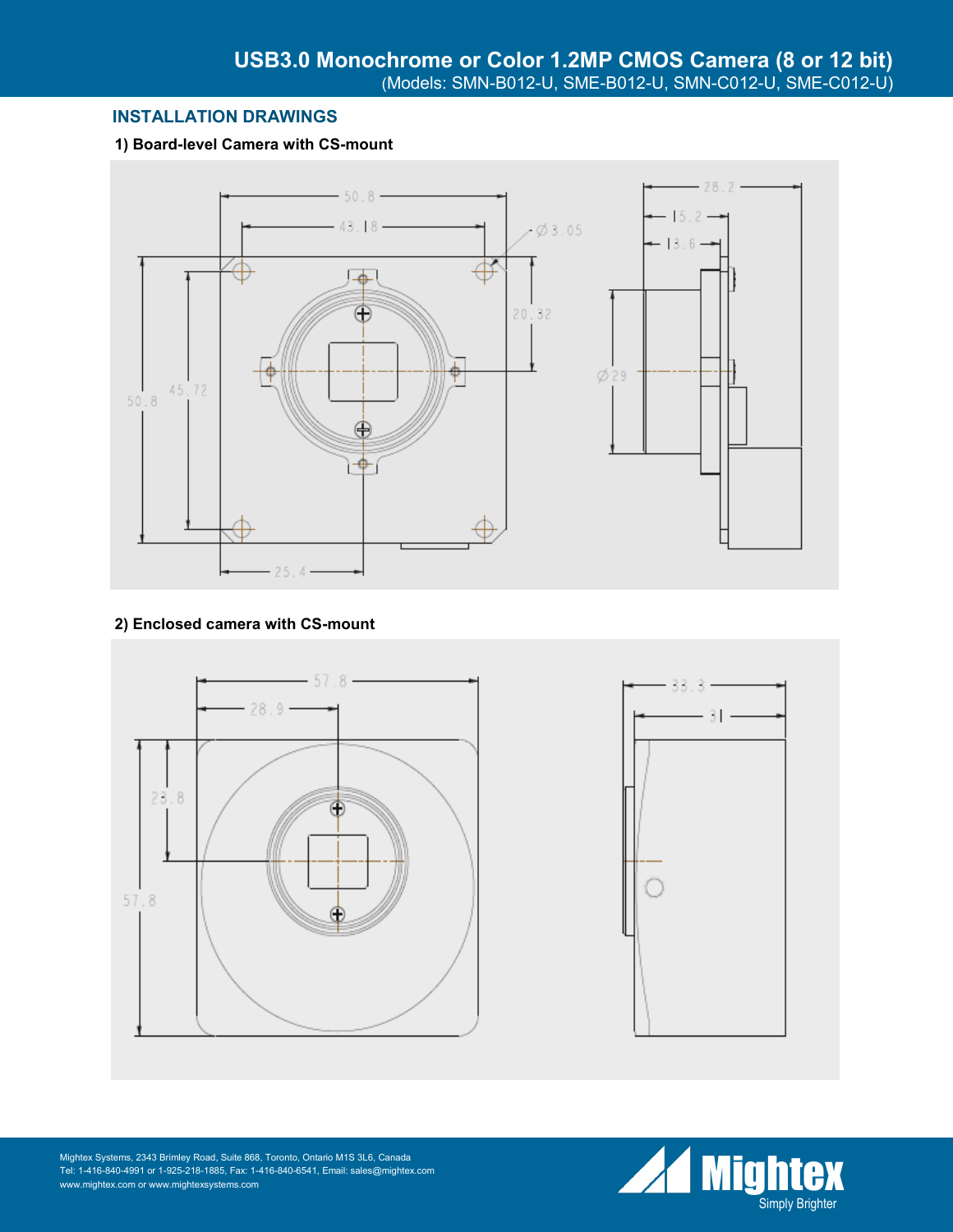## INSTALLATION DRAWINGS

### 1) Board-level Camera with CS-mount

### 2) Enclosed camera with CS-mount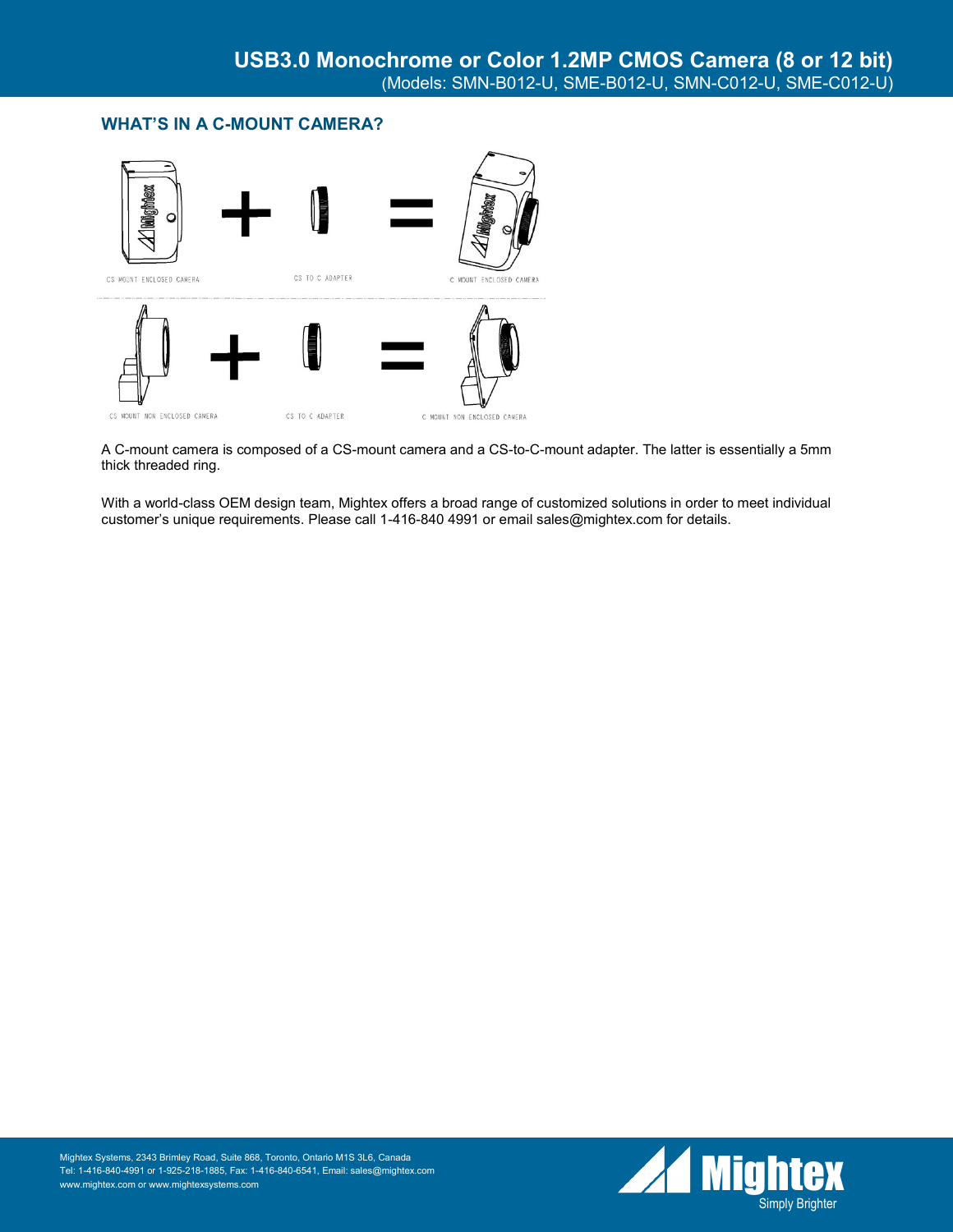## WHAT'S IN A C-MOUNT CAMERA?

CS MOUNT ENCLOSED CAMERA + CS TO C ADAPTER = C MOUNT ENCLOSED CAMERA

CS MOUNT NON ENCLOSED CAMERA + CS TO C ADAPTER = C MOUNT NON ENCLOSED CAMERA

A C-mount camera is composed of a CS-mount camera and a CS-to-C-mount adapter. The latter is essentially a 5mm thick threaded ring.

With a world-class OEM design team, Mightex offers a broad range of customized solutions in order to meet individual customer's unique requirements. Please call 1-416-840 4991 or email sales@mightex.com for details.